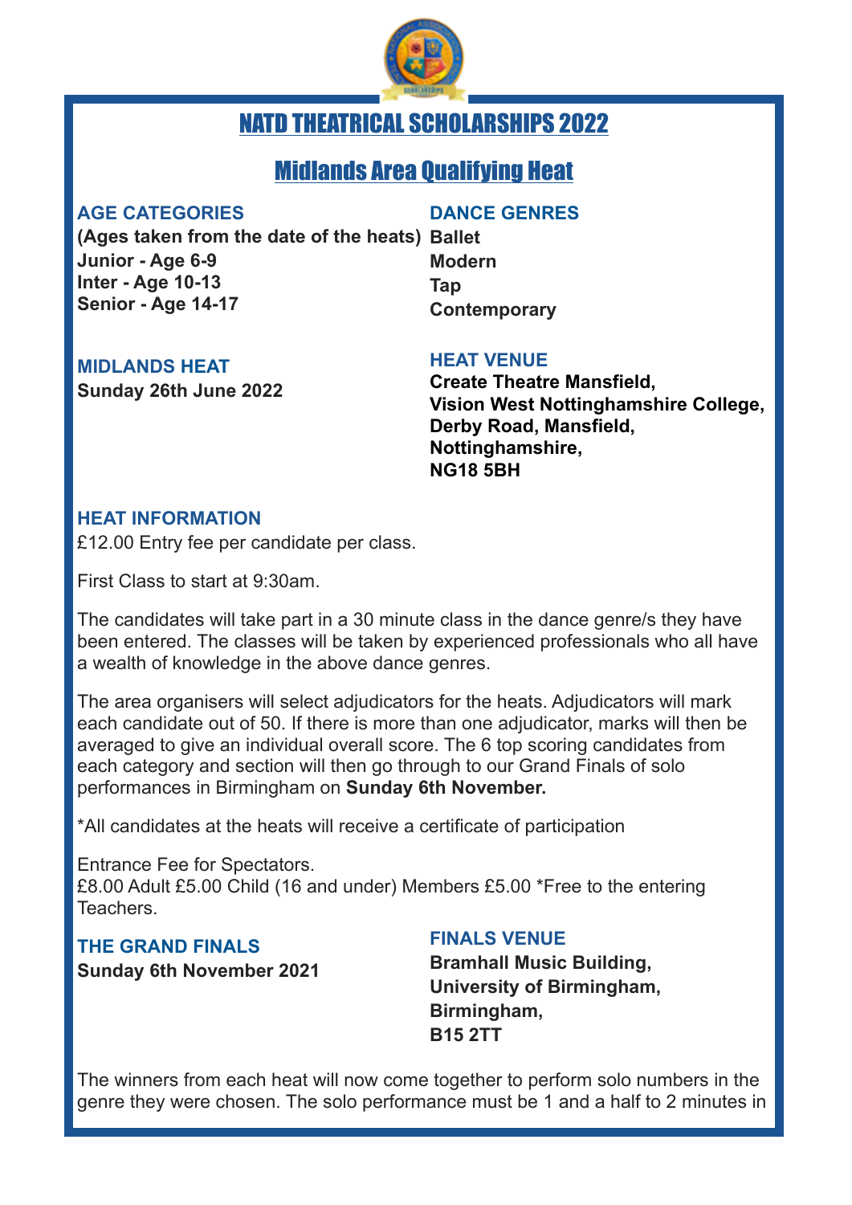# NATD THEATRICAL SCHOLARSHIPS 2022

## Midlands Area Qualifying Heat

### AGE CATEGORIES

**(Ages taken from the date of the heats)**
**Junior - Age 6-9**
**Inter - Age 10-13**
**Senior - Age 14-17**

### DANCE GENRES

**Ballet**
**Modern**
**Tap**
**Contemporary**

### MIDLANDS HEAT

**Sunday 26th June 2022**

### HEAT VENUE

**Create Theatre Mansfield,**
**Vision West Nottinghamshire College,**
**Derby Road, Mansfield,**
**Nottinghamshire,**
**NG18 5BH**

### HEAT INFORMATION

£12.00 Entry fee per candidate per class.

First Class to start at 9:30am.

The candidates will take part in a 30 minute class in the dance genre/s they have been entered. The classes will be taken by experienced professionals who all have a wealth of knowledge in the above dance genres.

The area organisers will select adjudicators for the heats. Adjudicators will mark each candidate out of 50. If there is more than one adjudicator, marks will then be averaged to give an individual overall score. The 6 top scoring candidates from each category and section will then go through to our Grand Finals of solo performances in Birmingham on **Sunday 6th November.**

*All candidates at the heats will receive a certificate of participation

Entrance Fee for Spectators.
£8.00 Adult £5.00 Child (16 and under) Members £5.00 *Free to the entering Teachers.

### THE GRAND FINALS

**Sunday 6th November 2021**

### FINALS VENUE

**Bramhall Music Building,**
**University of Birmingham,**
**Birmingham,**
**B15 2TT**

The winners from each heat will now come together to perform solo numbers in the genre they were chosen. The solo performance must be 1 and a half to 2 minutes in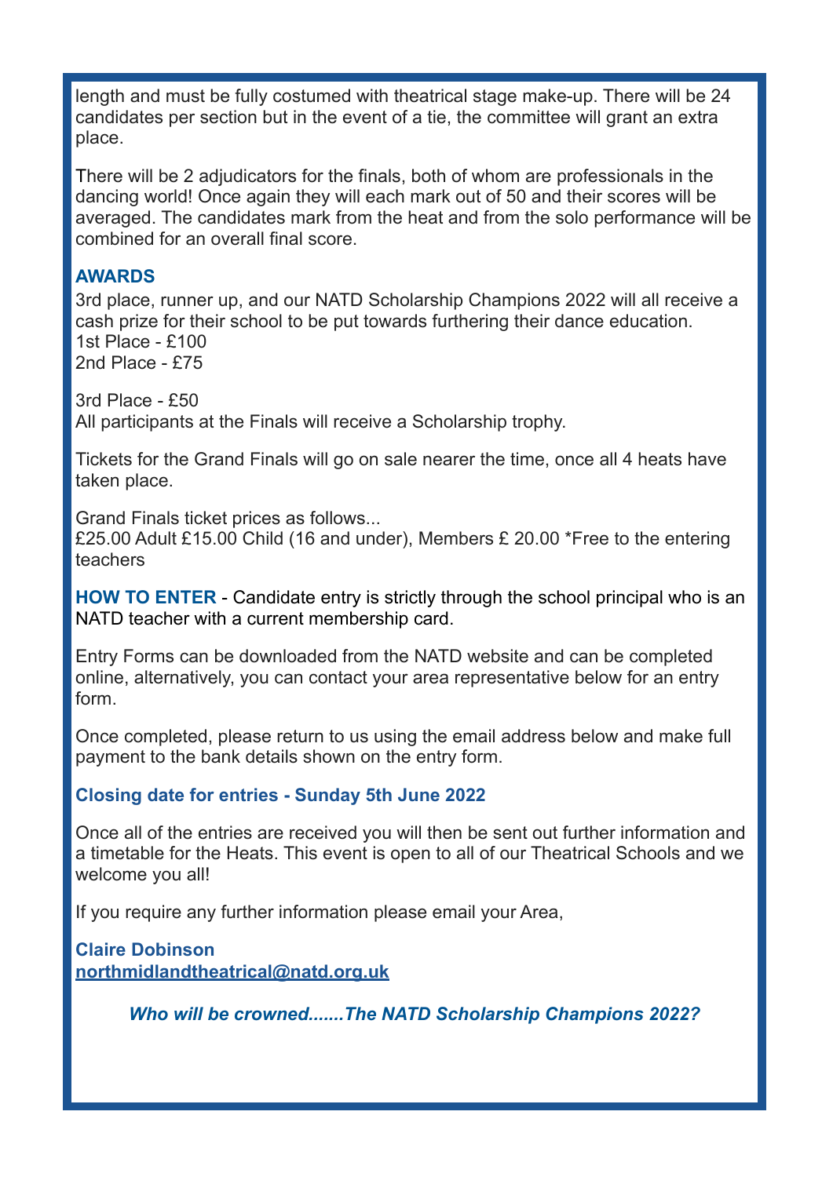length and must be fully costumed with theatrical stage make-up. There will be 24 candidates per section but in the event of a tie, the committee will grant an extra place.

There will be 2 adjudicators for the finals, both of whom are professionals in the dancing world! Once again they will each mark out of 50 and their scores will be averaged. The candidates mark from the heat and from the solo performance will be combined for an overall final score.

**AWARDS**

3rd place, runner up, and our NATD Scholarship Champions 2022 will all receive a cash prize for their school to be put towards furthering their dance education.
1st Place - £100
2nd Place - £75

3rd Place - £50
All participants at the Finals will receive a Scholarship trophy.

Tickets for the Grand Finals will go on sale nearer the time, once all 4 heats have taken place.

Grand Finals ticket prices as follows...
£25.00 Adult £15.00 Child (16 and under), Members £ 20.00 *Free to the entering teachers

**HOW TO ENTER** - Candidate entry is strictly through the school principal who is an NATD teacher with a current membership card.

Entry Forms can be downloaded from the NATD website and can be completed online, alternatively, you can contact your area representative below for an entry form.

Once completed, please return to us using the email address below and make full payment to the bank details shown on the entry form.

**Closing date for entries - Sunday 5th June 2022**

Once all of the entries are received you will then be sent out further information and a timetable for the Heats. This event is open to all of our Theatrical Schools and we welcome you all!

If you require any further information please email your Area,

**Claire Dobinson**
**northmidlandtheatrical@natd.org.uk**

***Who will be crowned.......The NATD Scholarship Champions 2022?***